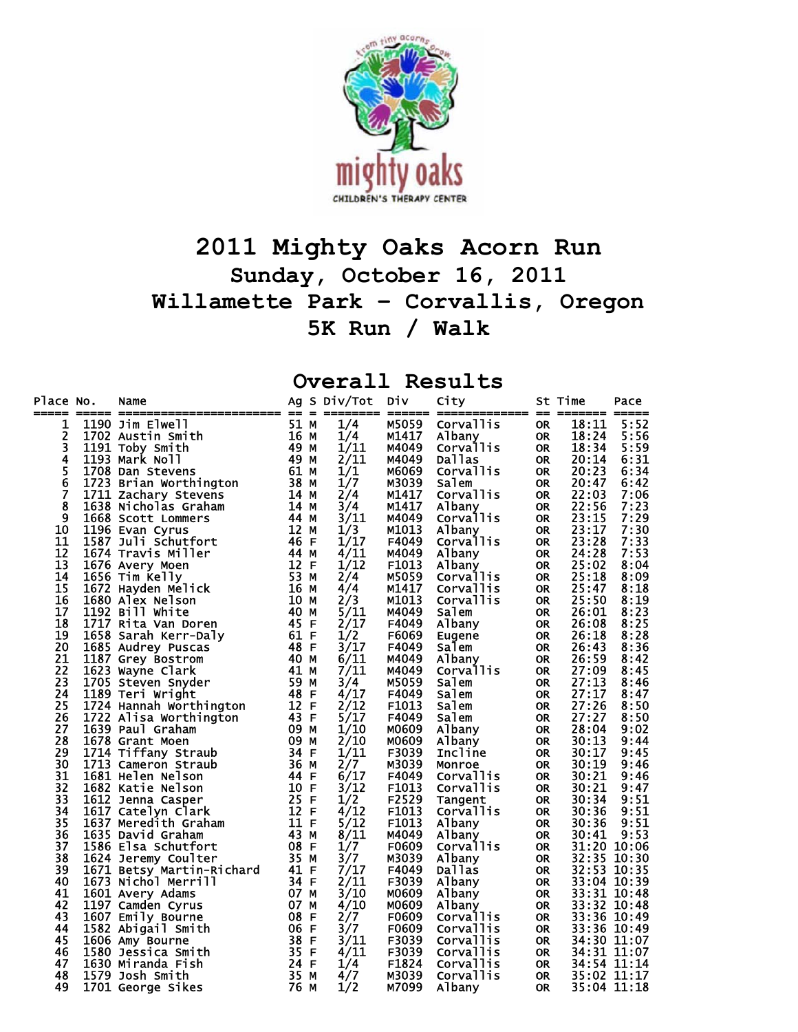# 2011 Mighty Oaks Acorn Run

## Sunday, October 16, 2011

## Willamette Park - Corvallis, Oregon

## 5K Run / Walk

## Overall Results

| Place | No. | Name | Ag | S | Div/Tot | Div | City | St | Time | Pace |
|---|---|---|---|---|---|---|---|---|---|---|
| 1 | 1190 | Jim Elwell | 51 | M | 1/4 | M5059 | Corvallis | OR | 18:11 | 5:52 |
| 2 | 1702 | Austin Smith | 16 | M | 1/4 | M1417 | Albany | OR | 18:24 | 5:56 |
| 3 | 1191 | Toby Smith | 49 | M | 1/11 | M4049 | Corvallis | OR | 18:34 | 5:59 |
| 4 | 1193 | Mark Noll | 49 | M | 2/11 | M4049 | Dallas | OR | 20:14 | 6:31 |
| 5 | 1708 | Dan Stevens | 61 | M | 1/1 | M6069 | Corvallis | OR | 20:23 | 6:34 |
| 6 | 1723 | Brian Worthington | 38 | M | 1/7 | M3039 | Salem | OR | 20:47 | 6:42 |
| 7 | 1711 | Zachary Stevens | 14 | M | 2/4 | M1417 | Corvallis | OR | 22:03 | 7:06 |
| 8 | 1638 | Nicholas Graham | 14 | M | 3/4 | M1417 | Albany | OR | 22:56 | 7:23 |
| 9 | 1668 | Scott Lommers | 44 | M | 3/11 | M4049 | Corvallis | OR | 23:15 | 7:29 |
| 10 | 1196 | Evan Cyrus | 12 | M | 1/3 | M1013 | Albany | OR | 23:17 | 7:30 |
| 11 | 1587 | Juli Schutfort | 46 | F | 1/17 | F4049 | Corvallis | OR | 23:28 | 7:33 |
| 12 | 1674 | Travis Miller | 44 | M | 4/11 | M4049 | Albany | OR | 24:28 | 7:53 |
| 13 | 1676 | Avery Moen | 12 | F | 1/12 | F1013 | Albany | OR | 25:02 | 8:04 |
| 14 | 1656 | Tim Kelly | 53 | M | 2/4 | M5059 | Corvallis | OR | 25:18 | 8:09 |
| 15 | 1672 | Hayden Melick | 16 | M | 4/4 | M1417 | Corvallis | OR | 25:47 | 8:18 |
| 16 | 1680 | Alex Nelson | 10 | M | 2/3 | M1013 | Corvallis | OR | 25:50 | 8:19 |
| 17 | 1192 | Bill White | 40 | M | 5/11 | M4049 | Salem | OR | 26:01 | 8:23 |
| 18 | 1717 | Rita Van Doren | 45 | F | 2/17 | F4049 | Albany | OR | 26:08 | 8:25 |
| 19 | 1658 | Sarah Kerr-Daly | 61 | F | 1/2 | F6069 | Eugene | OR | 26:18 | 8:28 |
| 20 | 1685 | Audrey Puscas | 48 | F | 3/17 | F4049 | Salem | OR | 26:43 | 8:36 |
| 21 | 1187 | Grey Bostrom | 40 | M | 6/11 | M4049 | Albany | OR | 26:59 | 8:42 |
| 22 | 1623 | Wayne Clark | 41 | M | 7/11 | M4049 | Corvallis | OR | 27:09 | 8:45 |
| 23 | 1705 | Steven Snyder | 59 | M | 3/4 | M5059 | Salem | OR | 27:13 | 8:46 |
| 24 | 1189 | Teri Wright | 48 | F | 4/17 | F4049 | Salem | OR | 27:17 | 8:47 |
| 25 | 1724 | Hannah Worthington | 12 | F | 2/12 | F1013 | Salem | OR | 27:26 | 8:50 |
| 26 | 1722 | Alisa Worthington | 43 | F | 5/17 | F4049 | Salem | OR | 27:27 | 8:50 |
| 27 | 1639 | Paul Graham | 09 | M | 1/10 | M0609 | Albany | OR | 28:04 | 9:02 |
| 28 | 1678 | Grant Moen | 09 | M | 2/10 | M0609 | Albany | OR | 30:13 | 9:44 |
| 29 | 1714 | Tiffany Straub | 34 | F | 1/11 | F3039 | Incline | OR | 30:17 | 9:45 |
| 30 | 1713 | Cameron Straub | 36 | M | 2/7 | M3039 | Monroe | OR | 30:19 | 9:46 |
| 31 | 1681 | Helen Nelson | 44 | F | 6/17 | F4049 | Corvallis | OR | 30:21 | 9:46 |
| 32 | 1682 | Katie Nelson | 10 | F | 3/12 | F1013 | Corvallis | OR | 30:21 | 9:47 |
| 33 | 1612 | Jenna Casper | 25 | F | 1/2 | F2529 | Tangent | OR | 30:34 | 9:51 |
| 34 | 1617 | Catelyn Clark | 12 | F | 4/12 | F1013 | Corvallis | OR | 30:36 | 9:51 |
| 35 | 1637 | Meredith Graham | 11 | F | 5/12 | F1013 | Albany | OR | 30:36 | 9:51 |
| 36 | 1635 | David Graham | 43 | M | 8/11 | M4049 | Albany | OR | 30:41 | 9:53 |
| 37 | 1586 | Elsa Schutfort | 08 | F | 1/7 | F0609 | Corvallis | OR | 31:20 | 10:06 |
| 38 | 1624 | Jeremy Coulter | 35 | M | 3/7 | M3039 | Albany | OR | 32:35 | 10:30 |
| 39 | 1671 | Betsy Martin-Richard | 41 | F | 7/17 | F4049 | Dallas | OR | 32:53 | 10:35 |
| 40 | 1673 | Nichol Merrill | 34 | F | 2/11 | F3039 | Albany | OR | 33:04 | 10:39 |
| 41 | 1601 | Avery Adams | 07 | M | 3/10 | M0609 | Albany | OR | 33:31 | 10:48 |
| 42 | 1197 | Camden Cyrus | 07 | M | 4/10 | M0609 | Albany | OR | 33:32 | 10:48 |
| 43 | 1607 | Emily Bourne | 08 | F | 2/7 | F0609 | Corvallis | OR | 33:36 | 10:49 |
| 44 | 1582 | Abigail Smith | 06 | F | 3/7 | F0609 | Corvallis | OR | 33:36 | 10:49 |
| 45 | 1606 | Amy Bourne | 38 | F | 3/11 | F3039 | Corvallis | OR | 34:30 | 11:07 |
| 46 | 1580 | Jessica Smith | 35 | F | 4/11 | F3039 | Corvallis | OR | 34:31 | 11:07 |
| 47 | 1630 | Miranda Fish | 24 | F | 1/4 | F1824 | Corvallis | OR | 34:54 | 11:14 |
| 48 | 1579 | Josh Smith | 35 | M | 4/7 | M3039 | Corvallis | OR | 35:02 | 11:17 |
| 49 | 1701 | George Sikes | 76 | M | 1/2 | M7099 | Albany | OR | 35:04 | 11:18 |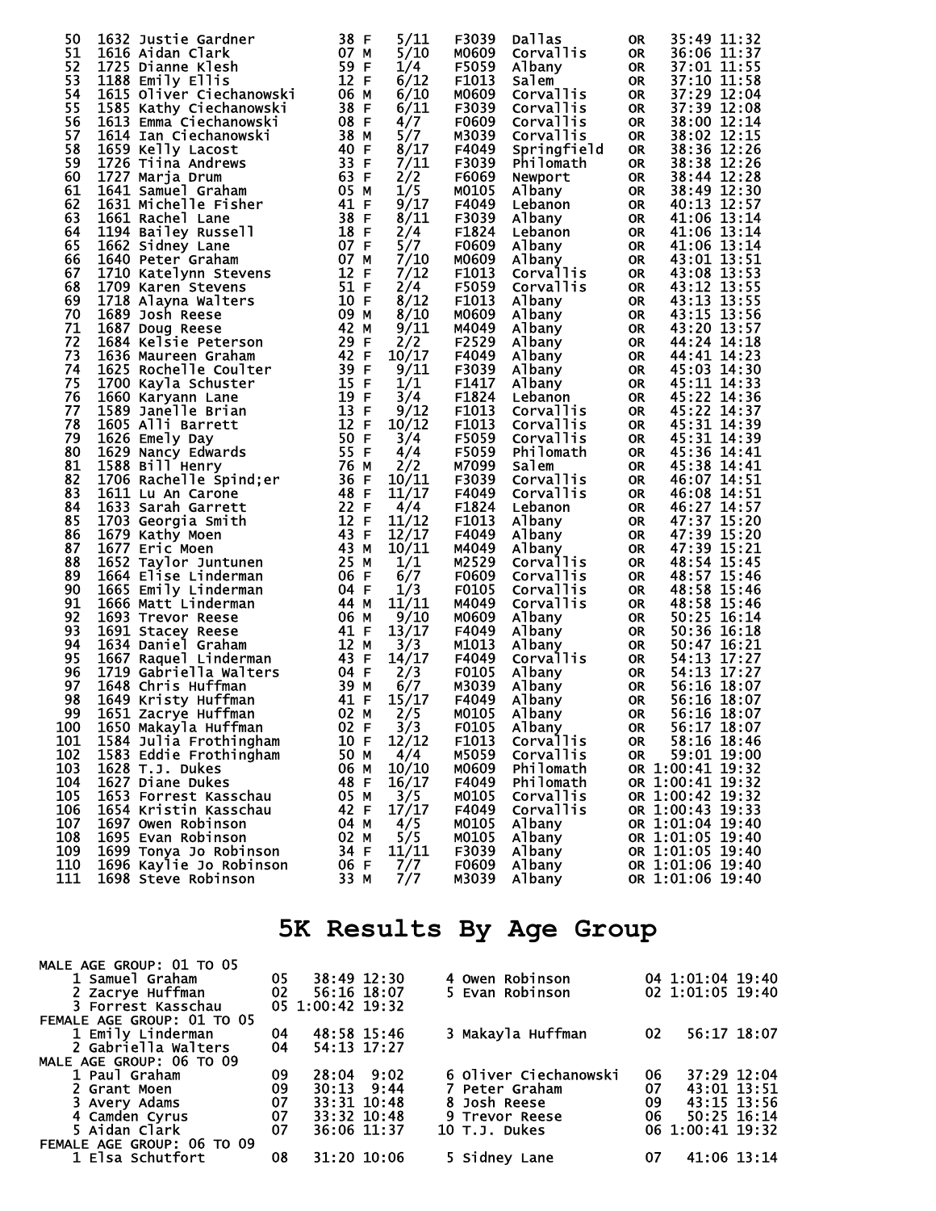| Place | Bib | Name | Age | Sex | Div Place | Division | City | State | Time | Pace |
|---|---|---|---|---|---|---|---|---|---|---|
| 50 | 1632 | Justie Gardner | 38 | F | 5/11 | F3039 | Dallas | OR | 35:49 | 11:32 |
| 51 | 1616 | Aidan Clark | 07 | M | 5/10 | M0609 | Corvallis | OR | 36:06 | 11:37 |
| 52 | 1725 | Dianne Klesh | 59 | F | 1/4 | F5059 | Albany | OR | 37:01 | 11:55 |
| 53 | 1188 | Emily Ellis | 12 | F | 6/12 | F1013 | Salem | OR | 37:10 | 11:58 |
| 54 | 1615 | Oliver Ciechanowski | 06 | M | 6/10 | M0609 | Corvallis | OR | 37:29 | 12:04 |
| 55 | 1585 | Kathy Ciechanowski | 38 | F | 6/11 | F3039 | Corvallis | OR | 37:39 | 12:08 |
| 56 | 1613 | Emma Ciechanowski | 08 | F | 4/7 | F0609 | Corvallis | OR | 38:00 | 12:14 |
| 57 | 1614 | Ian Ciechanowski | 38 | M | 5/7 | M3039 | Corvallis | OR | 38:02 | 12:15 |
| 58 | 1659 | Kelly Lacost | 40 | F | 8/17 | F4049 | Springfield | OR | 38:36 | 12:26 |
| 59 | 1726 | Tiina Andrews | 33 | F | 7/11 | F3039 | Philomath | OR | 38:38 | 12:26 |
| 60 | 1727 | Marja Drum | 63 | F | 2/2 | F6069 | Newport | OR | 38:44 | 12:28 |
| 61 | 1641 | Samuel Graham | 05 | M | 1/5 | M0105 | Albany | OR | 38:49 | 12:30 |
| 62 | 1631 | Michelle Fisher | 41 | F | 9/17 | F4049 | Lebanon | OR | 40:13 | 12:57 |
| 63 | 1661 | Rachel Lane | 38 | F | 8/11 | F3039 | Albany | OR | 41:06 | 13:14 |
| 64 | 1194 | Bailey Russell | 18 | F | 2/4 | F1824 | Lebanon | OR | 41:06 | 13:14 |
| 65 | 1662 | Sidney Lane | 07 | F | 5/7 | F0609 | Albany | OR | 41:06 | 13:14 |
| 66 | 1640 | Peter Graham | 07 | M | 7/10 | M0609 | Albany | OR | 43:01 | 13:51 |
| 67 | 1710 | Katelynn Stevens | 12 | F | 7/12 | F1013 | Corvallis | OR | 43:08 | 13:53 |
| 68 | 1709 | Karen Stevens | 51 | F | 2/4 | F5059 | Corvallis | OR | 43:12 | 13:55 |
| 69 | 1718 | Alayna Walters | 10 | F | 8/12 | F1013 | Albany | OR | 43:13 | 13:55 |
| 70 | 1689 | Josh Reese | 09 | M | 8/10 | M0609 | Albany | OR | 43:15 | 13:56 |
| 71 | 1687 | Doug Reese | 42 | M | 9/11 | M4049 | Albany | OR | 43:20 | 13:57 |
| 72 | 1684 | Kelsie Peterson | 29 | F | 2/2 | F2529 | Albany | OR | 44:24 | 14:18 |
| 73 | 1636 | Maureen Graham | 42 | F | 10/17 | F4049 | Albany | OR | 44:41 | 14:23 |
| 74 | 1625 | Rochelle Coulter | 39 | F | 9/11 | F3039 | Albany | OR | 45:03 | 14:30 |
| 75 | 1700 | Kayla Schuster | 15 | F | 1/1 | F1417 | Albany | OR | 45:11 | 14:33 |
| 76 | 1660 | Karyann Lane | 19 | F | 3/4 | F1824 | Lebanon | OR | 45:22 | 14:36 |
| 77 | 1589 | Janelle Brian | 13 | F | 9/12 | F1013 | Corvallis | OR | 45:22 | 14:37 |
| 78 | 1605 | Alli Barrett | 12 | F | 10/12 | F1013 | Corvallis | OR | 45:31 | 14:39 |
| 79 | 1626 | Emely Day | 50 | F | 3/4 | F5059 | Corvallis | OR | 45:31 | 14:39 |
| 80 | 1629 | Nancy Edwards | 55 | F | 4/4 | F5059 | Philomath | OR | 45:36 | 14:41 |
| 81 | 1588 | Bill Henry | 76 | M | 2/2 | M7099 | Salem | OR | 45:38 | 14:41 |
| 82 | 1706 | Rachelle Spind;er | 36 | F | 10/11 | F3039 | Corvallis | OR | 46:07 | 14:51 |
| 83 | 1611 | Lu An Carone | 48 | F | 11/17 | F4049 | Corvallis | OR | 46:08 | 14:51 |
| 84 | 1633 | Sarah Garrett | 22 | F | 4/4 | F1824 | Lebanon | OR | 46:27 | 14:57 |
| 85 | 1703 | Georgia Smith | 12 | F | 11/12 | F1013 | Albany | OR | 47:37 | 15:20 |
| 86 | 1679 | Kathy Moen | 43 | F | 12/17 | F4049 | Albany | OR | 47:39 | 15:20 |
| 87 | 1677 | Eric Moen | 43 | M | 10/11 | M4049 | Albany | OR | 47:39 | 15:21 |
| 88 | 1652 | Taylor Juntunen | 25 | M | 1/1 | M2529 | Corvallis | OR | 48:54 | 15:45 |
| 89 | 1664 | Elise Linderman | 06 | F | 6/7 | F0609 | Corvallis | OR | 48:57 | 15:46 |
| 90 | 1665 | Emily Linderman | 04 | F | 1/3 | F0105 | Corvallis | OR | 48:58 | 15:46 |
| 91 | 1666 | Matt Linderman | 44 | M | 11/11 | M4049 | Corvallis | OR | 48:58 | 15:46 |
| 92 | 1693 | Trevor Reese | 06 | M | 9/10 | M0609 | Albany | OR | 50:25 | 16:14 |
| 93 | 1691 | Stacey Reese | 41 | F | 13/17 | F4049 | Albany | OR | 50:36 | 16:18 |
| 94 | 1634 | Daniel Graham | 12 | M | 3/3 | M1013 | Albany | OR | 50:47 | 16:21 |
| 95 | 1667 | Raquel Linderman | 43 | F | 14/17 | F4049 | Corvallis | OR | 54:13 | 17:27 |
| 96 | 1719 | Gabriella Walters | 04 | F | 2/3 | F0105 | Albany | OR | 54:13 | 17:27 |
| 97 | 1648 | Chris Huffman | 39 | M | 6/7 | M3039 | Albany | OR | 56:16 | 18:07 |
| 98 | 1649 | Kristy Huffman | 41 | F | 15/17 | F4049 | Albany | OR | 56:16 | 18:07 |
| 99 | 1651 | Zacrye Huffman | 02 | M | 2/5 | M0105 | Albany | OR | 56:16 | 18:07 |
| 100 | 1650 | Makayla Huffman | 02 | F | 3/3 | F0105 | Albany | OR | 56:17 | 18:07 |
| 101 | 1584 | Julia Frothingham | 10 | F | 12/12 | F1013 | Corvallis | OR | 58:16 | 18:46 |
| 102 | 1583 | Eddie Frothingham | 50 | M | 4/4 | M5059 | Corvallis | OR | 59:01 | 19:00 |
| 103 | 1628 | T.J. Dukes | 06 | M | 10/10 | M0609 | Philomath | OR | 1:00:41 | 19:32 |
| 104 | 1627 | Diane Dukes | 48 | F | 16/17 | F4049 | Philomath | OR | 1:00:41 | 19:32 |
| 105 | 1653 | Forrest Kasschau | 05 | M | 3/5 | M0105 | Corvallis | OR | 1:00:42 | 19:32 |
| 106 | 1654 | Kristin Kasschau | 42 | F | 17/17 | F4049 | Corvallis | OR | 1:00:43 | 19:33 |
| 107 | 1697 | Owen Robinson | 04 | M | 4/5 | M0105 | Albany | OR | 1:01:04 | 19:40 |
| 108 | 1695 | Evan Robinson | 02 | M | 5/5 | M0105 | Albany | OR | 1:01:05 | 19:40 |
| 109 | 1699 | Tonya Jo Robinson | 34 | F | 11/11 | F3039 | Albany | OR | 1:01:05 | 19:40 |
| 110 | 1696 | Kaylie Jo Robinson | 06 | F | 7/7 | F0609 | Albany | OR | 1:01:06 | 19:40 |
| 111 | 1698 | Steve Robinson | 33 | M | 7/7 | M3039 | Albany | OR | 1:01:06 | 19:40 |

# 5K Results By Age Group

MALE AGE GROUP: 01 TO 05

| Place | Name | Age | Time | Pace |
|---|---|---|---|---|
| 1 | Samuel Graham | 05 | 38:49 | 12:30 |
| 2 | Zacrye Huffman | 02 | 56:16 | 18:07 |
| 3 | Forrest Kasschau | 05 | 1:00:42 | 19:32 |
| 4 | Owen Robinson | 04 | 1:01:04 | 19:40 |
| 5 | Evan Robinson | 02 | 1:01:05 | 19:40 |

FEMALE AGE GROUP: 01 TO 05

| Place | Name | Age | Time | Pace |
|---|---|---|---|---|
| 1 | Emily Linderman | 04 | 48:58 | 15:46 |
| 2 | Gabriella Walters | 04 | 54:13 | 17:27 |
| 3 | Makayla Huffman | 02 | 56:17 | 18:07 |

MALE AGE GROUP: 06 TO 09

| Place | Name | Age | Time | Pace |
|---|---|---|---|---|
| 1 | Paul Graham | 09 | 28:04 | 9:02 |
| 2 | Grant Moen | 09 | 30:13 | 9:44 |
| 3 | Avery Adams | 07 | 33:31 | 10:48 |
| 4 | Camden Cyrus | 07 | 33:32 | 10:48 |
| 5 | Aidan Clark | 07 | 36:06 | 11:37 |
| 6 | Oliver Ciechanowski | 06 | 37:29 | 12:04 |
| 7 | Peter Graham | 07 | 43:01 | 13:51 |
| 8 | Josh Reese | 09 | 43:15 | 13:56 |
| 9 | Trevor Reese | 06 | 50:25 | 16:14 |
| 10 | T.J. Dukes | 06 | 1:00:41 | 19:32 |

FEMALE AGE GROUP: 06 TO 09

| Place | Name | Age | Time | Pace |
|---|---|---|---|---|
| 1 | Elsa Schutfort | 08 | 31:20 | 10:06 |
| 5 | Sidney Lane | 07 | 41:06 | 13:14 |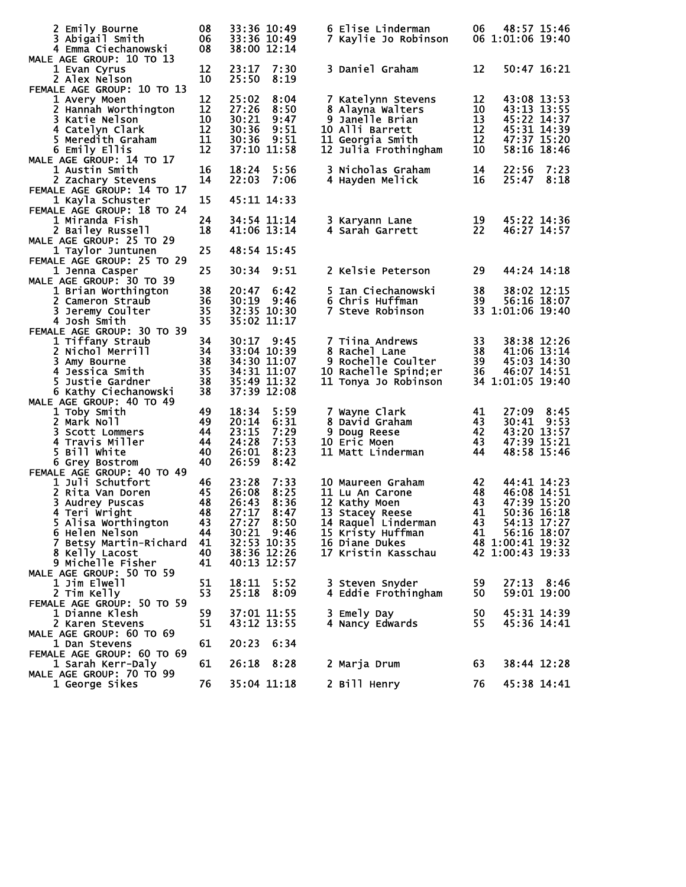```
    2 Emily Bourne          08    33:36 10:49      6 Elise Linderman      06   48:57 15:46
    3 Abigail Smith         06    33:36 10:49      7 Kaylie Jo Robinson   06 1:01:06 19:40
    4 Emma Ciechanowski     08    38:00 12:14
MALE AGE GROUP: 10 TO 13
    1 Evan Cyrus            12    23:17  7:30      3 Daniel Graham        12    50:47 16:21
    2 Alex Nelson           10    25:50  8:19
FEMALE AGE GROUP: 10 TO 13
    1 Avery Moen            12    25:02  8:04      7 Katelynn Stevens     12    43:08 13:53
    2 Hannah Worthington    12    27:26  8:50      8 Alayna Walters       10    43:13 13:55
    3 Katie Nelson          10    30:21  9:47      9 Janelle Brian        13    45:22 14:37
    4 Catelyn Clark         12    30:36  9:51     10 Alli Barrett         12    45:31 14:39
    5 Meredith Graham       11    30:36  9:51     11 Georgia Smith        12    47:37 15:20
    6 Emily Ellis           12    37:10 11:58     12 Julia Frothingham    10    58:16 18:46
MALE AGE GROUP: 14 TO 17
    1 Austin Smith          16    18:24  5:56      3 Nicholas Graham      14    22:56  7:23
    2 Zachary Stevens       14    22:03  7:06      4 Hayden Melick        16    25:47  8:18
FEMALE AGE GROUP: 14 TO 17
    1 Kayla Schuster        15    45:11 14:33
FEMALE AGE GROUP: 18 TO 24
    1 Miranda Fish          24    34:54 11:14      3 Karyann Lane         19    45:22 14:36
    2 Bailey Russell        18    41:06 13:14      4 Sarah Garrett        22    46:27 14:57
MALE AGE GROUP: 25 TO 29
    1 Taylor Juntunen       25    48:54 15:45
FEMALE AGE GROUP: 25 TO 29
    1 Jenna Casper          25    30:34  9:51      2 Kelsie Peterson      29    44:24 14:18
MALE AGE GROUP: 30 TO 39
    1 Brian Worthington     38    20:47  6:42      5 Ian Ciechanowski     38    38:02 12:15
    2 Cameron Straub        36    30:19  9:46      6 Chris Huffman        39    56:16 18:07
    3 Jeremy Coulter        35    32:35 10:30      7 Steve Robinson       33 1:01:06 19:40
    4 Josh Smith            35    35:02 11:17
FEMALE AGE GROUP: 30 TO 39
    1 Tiffany Straub        34    30:17  9:45      7 Tiina Andrews        33    38:38 12:26
    2 Nichol Merrill        34    33:04 10:39      8 Rachel Lane          38    41:06 13:14
    3 Amy Bourne            38    34:30 11:07      9 Rochelle Coulter     39    45:03 14:30
    4 Jessica Smith         35    34:31 11:07     10 Rachelle Spind;er    36    46:07 14:51
    5 Justie Gardner        38    35:49 11:32     11 Tonya Jo Robinson    34 1:01:05 19:40
    6 Kathy Ciechanowski    38    37:39 12:08
MALE AGE GROUP: 40 TO 49
    1 Toby Smith            49    18:34  5:59      7 Wayne Clark          41    27:09  8:45
    2 Mark Noll             49    20:14  6:31      8 David Graham         43    30:41  9:53
    3 Scott Lommers         44    23:15  7:29      9 Doug Reese           42    43:20 13:57
    4 Travis Miller         44    24:28  7:53     10 Eric Moen            43    47:39 15:21
    5 Bill White            40    26:01  8:23     11 Matt Linderman       44    48:58 15:46
    6 Grey Bostrom          40    26:59  8:42
FEMALE AGE GROUP: 40 TO 49
    1 Juli Schutfort        46    23:28  7:33     10 Maureen Graham       42    44:41 14:23
    2 Rita Van Doren        45    26:08  8:25     11 Lu An Carone         48    46:08 14:51
    3 Audrey Puscas         48    26:43  8:36     12 Kathy Moen           43    47:39 15:20
    4 Teri Wright           48    27:17  8:47     13 Stacey Reese         41    50:36 16:18
    5 Alisa Worthington     43    27:27  8:50     14 Raquel Linderman     43    54:13 17:27
    6 Helen Nelson          44    30:21  9:46     15 Kristy Huffman       41    56:16 18:07
    7 Betsy Martin-Richard  41    32:53 10:35     16 Diane Dukes          48 1:00:41 19:32
    8 Kelly Lacost          40    38:36 12:26     17 Kristin Kasschau     42 1:00:43 19:33
    9 Michelle Fisher       41    40:13 12:57
MALE AGE GROUP: 50 TO 59
    1 Jim Elwell            51    18:11  5:52      3 Steven Snyder        59    27:13  8:46
    2 Tim Kelly             53    25:18  8:09      4 Eddie Frothingham    50    59:01 19:00
FEMALE AGE GROUP: 50 TO 59
    1 Dianne Klesh          59    37:01 11:55      3 Emely Day            50    45:31 14:39
    2 Karen Stevens         51    43:12 13:55      4 Nancy Edwards        55    45:36 14:41
MALE AGE GROUP: 60 TO 69
    1 Dan Stevens           61    20:23  6:34
FEMALE AGE GROUP: 60 TO 69
    1 Sarah Kerr-Daly       61    26:18  8:28      2 Marja Drum           63    38:44 12:28
MALE AGE GROUP: 70 TO 99
    1 George Sikes          76    35:04 11:18      2 Bill Henry           76    45:38 14:41
```